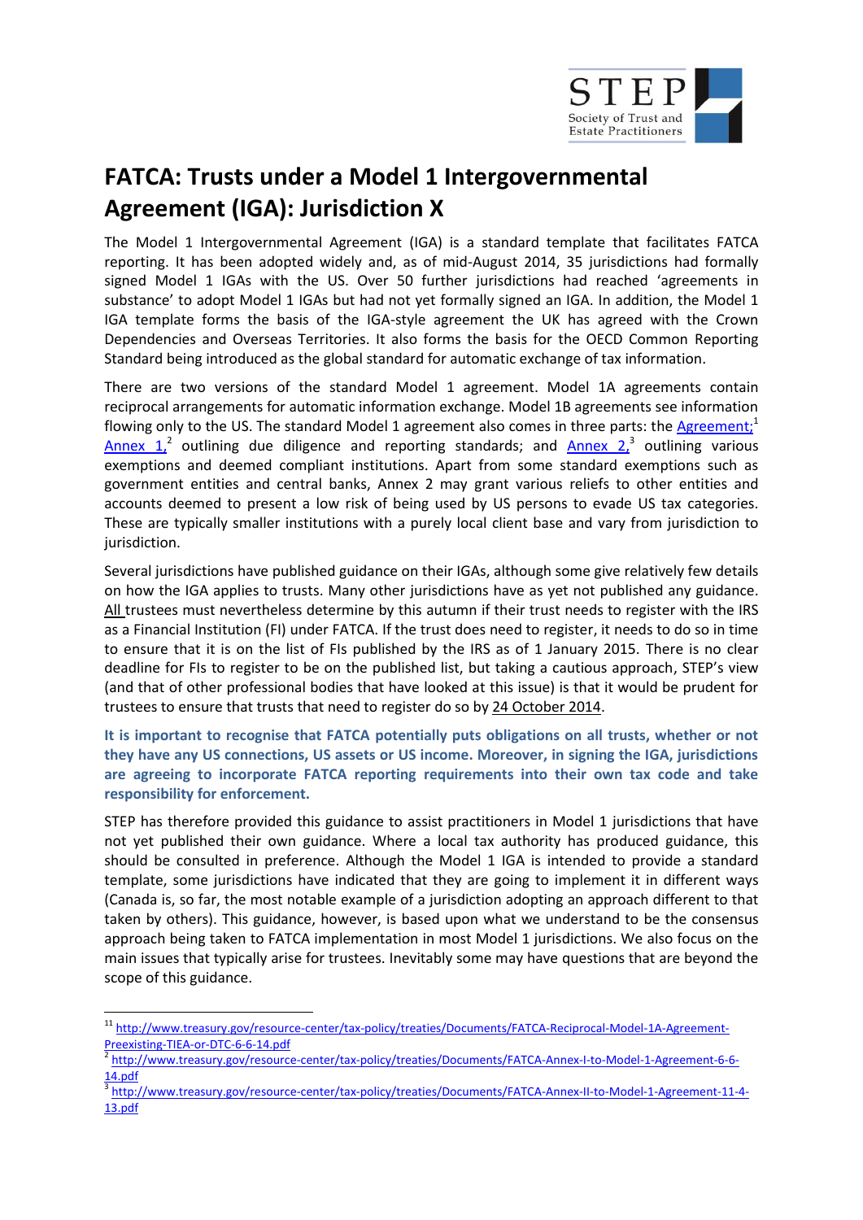# FATCA: Trusts under a Model 1 Intergovernmental Agreement (IGA): Jurisdiction X

The Model 1 Intergovernmental Agreement (IGA) is a standard template that facilitates FATCA reporting. It has been adopted widely and, as of mid-August 2014, 35 jurisdictions had formally signed Model 1 IGAs with the US. Over 50 further jurisdictions had reached 'agreements in substance' to adopt Model 1 IGAs but had not yet formally signed an IGA. In addition, the Model 1 IGA template forms the basis of the IGA-style agreement the UK has agreed with the Crown Dependencies and Overseas Territories. It also forms the basis for the OECD Common Reporting Standard being introduced as the global standard for automatic exchange of tax information.

There are two versions of the standard Model 1 agreement. Model 1A agreements contain reciprocal arrangements for automatic information exchange. Model 1B agreements see information flowing only to the US. The standard Model 1 agreement also comes in three parts: the Agreement;[1] Annex 1,[2] outlining due diligence and reporting standards; and Annex 2,[3] outlining various exemptions and deemed compliant institutions. Apart from some standard exemptions such as government entities and central banks, Annex 2 may grant various reliefs to other entities and accounts deemed to present a low risk of being used by US persons to evade US tax categories. These are typically smaller institutions with a purely local client base and vary from jurisdiction to jurisdiction.

Several jurisdictions have published guidance on their IGAs, although some give relatively few details on how the IGA applies to trusts. Many other jurisdictions have as yet not published any guidance. All trustees must nevertheless determine by this autumn if their trust needs to register with the IRS as a Financial Institution (FI) under FATCA. If the trust does need to register, it needs to do so in time to ensure that it is on the list of FIs published by the IRS as of 1 January 2015. There is no clear deadline for FIs to register to be on the published list, but taking a cautious approach, STEP's view (and that of other professional bodies that have looked at this issue) is that it would be prudent for trustees to ensure that trusts that need to register do so by 24 October 2014.

**It is important to recognise that FATCA potentially puts obligations on all trusts, whether or not they have any US connections, US assets or US income. Moreover, in signing the IGA, jurisdictions are agreeing to incorporate FATCA reporting requirements into their own tax code and take responsibility for enforcement.**

STEP has therefore provided this guidance to assist practitioners in Model 1 jurisdictions that have not yet published their own guidance. Where a local tax authority has produced guidance, this should be consulted in preference. Although the Model 1 IGA is intended to provide a standard template, some jurisdictions have indicated that they are going to implement it in different ways (Canada is, so far, the most notable example of a jurisdiction adopting an approach different to that taken by others). This guidance, however, is based upon what we understand to be the consensus approach being taken to FATCA implementation in most Model 1 jurisdictions. We also focus on the main issues that typically arise for trustees. Inevitably some may have questions that are beyond the scope of this guidance.

---

[1] http://www.treasury.gov/resource-center/tax-policy/treaties/Documents/FATCA-Reciprocal-Model-1A-Agreement-Preexisting-TIEA-or-DTC-6-6-14.pdf

[2] http://www.treasury.gov/resource-center/tax-policy/treaties/Documents/FATCA-Annex-I-to-Model-1-Agreement-6-6-14.pdf

[3] http://www.treasury.gov/resource-center/tax-policy/treaties/Documents/FATCA-Annex-II-to-Model-1-Agreement-11-4-13.pdf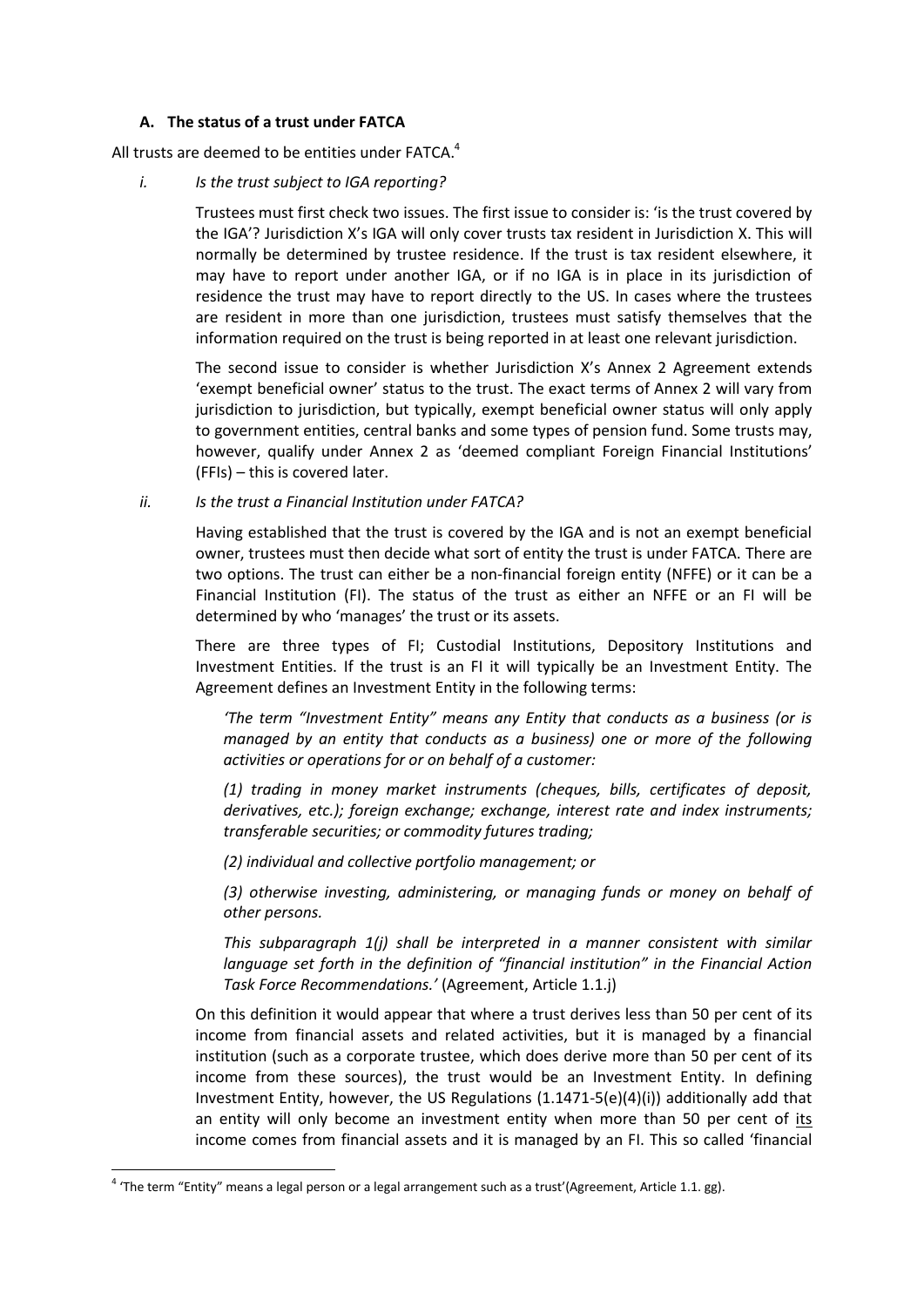### A. The status of a trust under FATCA

All trusts are deemed to be entities under FATCA.[4]

*i. Is the trust subject to IGA reporting?*

Trustees must first check two issues. The first issue to consider is: 'is the trust covered by the IGA'? Jurisdiction X's IGA will only cover trusts tax resident in Jurisdiction X. This will normally be determined by trustee residence. If the trust is tax resident elsewhere, it may have to report under another IGA, or if no IGA is in place in its jurisdiction of residence the trust may have to report directly to the US. In cases where the trustees are resident in more than one jurisdiction, trustees must satisfy themselves that the information required on the trust is being reported in at least one relevant jurisdiction.

The second issue to consider is whether Jurisdiction X's Annex 2 Agreement extends 'exempt beneficial owner' status to the trust. The exact terms of Annex 2 will vary from jurisdiction to jurisdiction, but typically, exempt beneficial owner status will only apply to government entities, central banks and some types of pension fund. Some trusts may, however, qualify under Annex 2 as 'deemed compliant Foreign Financial Institutions' (FFIs) – this is covered later.

*ii. Is the trust a Financial Institution under FATCA?*

Having established that the trust is covered by the IGA and is not an exempt beneficial owner, trustees must then decide what sort of entity the trust is under FATCA. There are two options. The trust can either be a non-financial foreign entity (NFFE) or it can be a Financial Institution (FI). The status of the trust as either an NFFE or an FI will be determined by who 'manages' the trust or its assets.

There are three types of FI; Custodial Institutions, Depository Institutions and Investment Entities. If the trust is an FI it will typically be an Investment Entity. The Agreement defines an Investment Entity in the following terms:

> *'The term "Investment Entity" means any Entity that conducts as a business (or is managed by an entity that conducts as a business) one or more of the following activities or operations for or on behalf of a customer:*
>
> *(1) trading in money market instruments (cheques, bills, certificates of deposit, derivatives, etc.); foreign exchange; exchange, interest rate and index instruments; transferable securities; or commodity futures trading;*
>
> *(2) individual and collective portfolio management; or*
>
> *(3) otherwise investing, administering, or managing funds or money on behalf of other persons.*
>
> *This subparagraph 1(j) shall be interpreted in a manner consistent with similar language set forth in the definition of "financial institution" in the Financial Action Task Force Recommendations.'* (Agreement, Article 1.1.j)

On this definition it would appear that where a trust derives less than 50 per cent of its income from financial assets and related activities, but it is managed by a financial institution (such as a corporate trustee, which does derive more than 50 per cent of its income from these sources), the trust would be an Investment Entity. In defining Investment Entity, however, the US Regulations (1.1471-5(e)(4)(i)) additionally add that an entity will only become an investment entity when more than 50 per cent of <u>its</u> income comes from financial assets and it is managed by an FI. This so called 'financial

---

[4] 'The term "Entity" means a legal person or a legal arrangement such as a trust'(Agreement, Article 1.1. gg).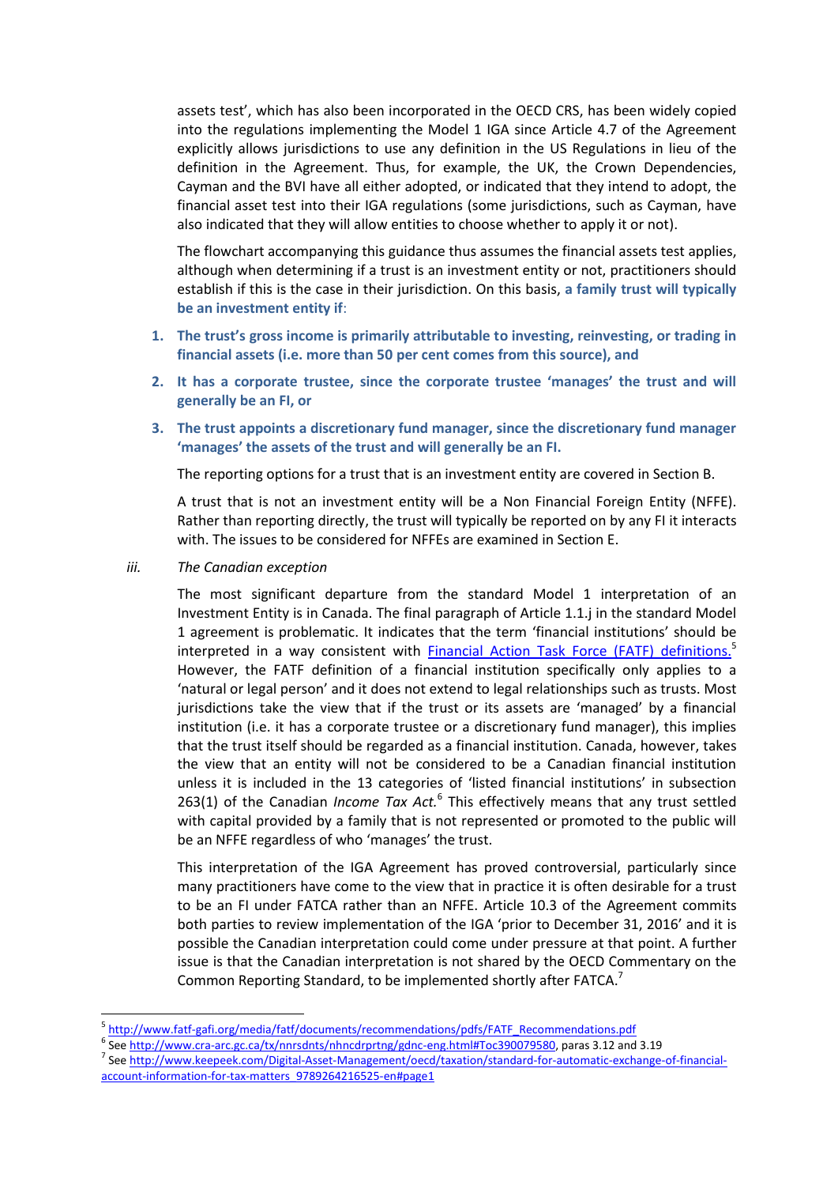assets test', which has also been incorporated in the OECD CRS, has been widely copied into the regulations implementing the Model 1 IGA since Article 4.7 of the Agreement explicitly allows jurisdictions to use any definition in the US Regulations in lieu of the definition in the Agreement. Thus, for example, the UK, the Crown Dependencies, Cayman and the BVI have all either adopted, or indicated that they intend to adopt, the financial asset test into their IGA regulations (some jurisdictions, such as Cayman, have also indicated that they will allow entities to choose whether to apply it or not).

The flowchart accompanying this guidance thus assumes the financial assets test applies, although when determining if a trust is an investment entity or not, practitioners should establish if this is the case in their jurisdiction. On this basis, **a family trust will typically be an investment entity if**:

1. **The trust's gross income is primarily attributable to investing, reinvesting, or trading in financial assets (i.e. more than 50 per cent comes from this source), and**
2. **It has a corporate trustee, since the corporate trustee 'manages' the trust and will generally be an FI, or**
3. **The trust appoints a discretionary fund manager, since the discretionary fund manager 'manages' the assets of the trust and will generally be an FI.**

The reporting options for a trust that is an investment entity are covered in Section B.

A trust that is not an investment entity will be a Non Financial Foreign Entity (NFFE). Rather than reporting directly, the trust will typically be reported on by any FI it interacts with. The issues to be considered for NFFEs are examined in Section E.

*iii. The Canadian exception*

The most significant departure from the standard Model 1 interpretation of an Investment Entity is in Canada. The final paragraph of Article 1.1.j in the standard Model 1 agreement is problematic. It indicates that the term 'financial institutions' should be interpreted in a way consistent with [Financial Action Task Force (FATF) definitions.](http://www.fatf-gafi.org/media/fatf/documents/recommendations/pdfs/FATF_Recommendations.pdf)[5] However, the FATF definition of a financial institution specifically only applies to a 'natural or legal person' and it does not extend to legal relationships such as trusts. Most jurisdictions take the view that if the trust or its assets are 'managed' by a financial institution (i.e. it has a corporate trustee or a discretionary fund manager), this implies that the trust itself should be regarded as a financial institution. Canada, however, takes the view that an entity will not be considered to be a Canadian financial institution unless it is included in the 13 categories of 'listed financial institutions' in subsection 263(1) of the Canadian *Income Tax Act.*[6] This effectively means that any trust settled with capital provided by a family that is not represented or promoted to the public will be an NFFE regardless of who 'manages' the trust.

This interpretation of the IGA Agreement has proved controversial, particularly since many practitioners have come to the view that in practice it is often desirable for a trust to be an FI under FATCA rather than an NFFE. Article 10.3 of the Agreement commits both parties to review implementation of the IGA 'prior to December 31, 2016' and it is possible the Canadian interpretation could come under pressure at that point. A further issue is that the Canadian interpretation is not shared by the OECD Commentary on the Common Reporting Standard, to be implemented shortly after FATCA.[7]

---

[5] http://www.fatf-gafi.org/media/fatf/documents/recommendations/pdfs/FATF_Recommendations.pdf

[6] See http://www.cra-arc.gc.ca/tx/nnrsdnts/nhncdrprtng/gdnc-eng.html#Toc390079580, paras 3.12 and 3.19

[7] See http://www.keepeek.com/Digital-Asset-Management/oecd/taxation/standard-for-automatic-exchange-of-financial-account-information-for-tax-matters_9789264216525-en#page1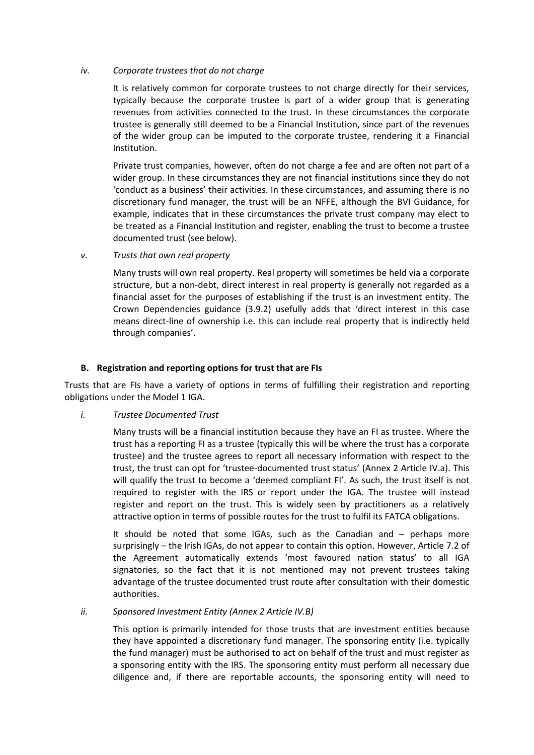*iv. Corporate trustees that do not charge*

It is relatively common for corporate trustees to not charge directly for their services, typically because the corporate trustee is part of a wider group that is generating revenues from activities connected to the trust. In these circumstances the corporate trustee is generally still deemed to be a Financial Institution, since part of the revenues of the wider group can be imputed to the corporate trustee, rendering it a Financial Institution.

Private trust companies, however, often do not charge a fee and are often not part of a wider group. In these circumstances they are not financial institutions since they do not 'conduct as a business' their activities. In these circumstances, and assuming there is no discretionary fund manager, the trust will be an NFFE, although the BVI Guidance, for example, indicates that in these circumstances the private trust company may elect to be treated as a Financial Institution and register, enabling the trust to become a trustee documented trust (see below).

*v. Trusts that own real property*

Many trusts will own real property. Real property will sometimes be held via a corporate structure, but a non-debt, direct interest in real property is generally not regarded as a financial asset for the purposes of establishing if the trust is an investment entity. The Crown Dependencies guidance (3.9.2) usefully adds that 'direct interest in this case means direct-line of ownership i.e. this can include real property that is indirectly held through companies'.

## B. Registration and reporting options for trust that are FIs

Trusts that are FIs have a variety of options in terms of fulfilling their registration and reporting obligations under the Model 1 IGA.

*i. Trustee Documented Trust*

Many trusts will be a financial institution because they have an FI as trustee. Where the trust has a reporting FI as a trustee (typically this will be where the trust has a corporate trustee) and the trustee agrees to report all necessary information with respect to the trust, the trust can opt for 'trustee-documented trust status' (Annex 2 Article IV.a). This will qualify the trust to become a 'deemed compliant FI'. As such, the trust itself is not required to register with the IRS or report under the IGA. The trustee will instead register and report on the trust. This is widely seen by practitioners as a relatively attractive option in terms of possible routes for the trust to fulfil its FATCA obligations.

It should be noted that some IGAs, such as the Canadian and – perhaps more surprisingly – the Irish IGAs, do not appear to contain this option. However, Article 7.2 of the Agreement automatically extends 'most favoured nation status' to all IGA signatories, so the fact that it is not mentioned may not prevent trustees taking advantage of the trustee documented trust route after consultation with their domestic authorities.

*ii. Sponsored Investment Entity (Annex 2 Article IV.B)*

This option is primarily intended for those trusts that are investment entities because they have appointed a discretionary fund manager. The sponsoring entity (i.e. typically the fund manager) must be authorised to act on behalf of the trust and must register as a sponsoring entity with the IRS. The sponsoring entity must perform all necessary due diligence and, if there are reportable accounts, the sponsoring entity will need to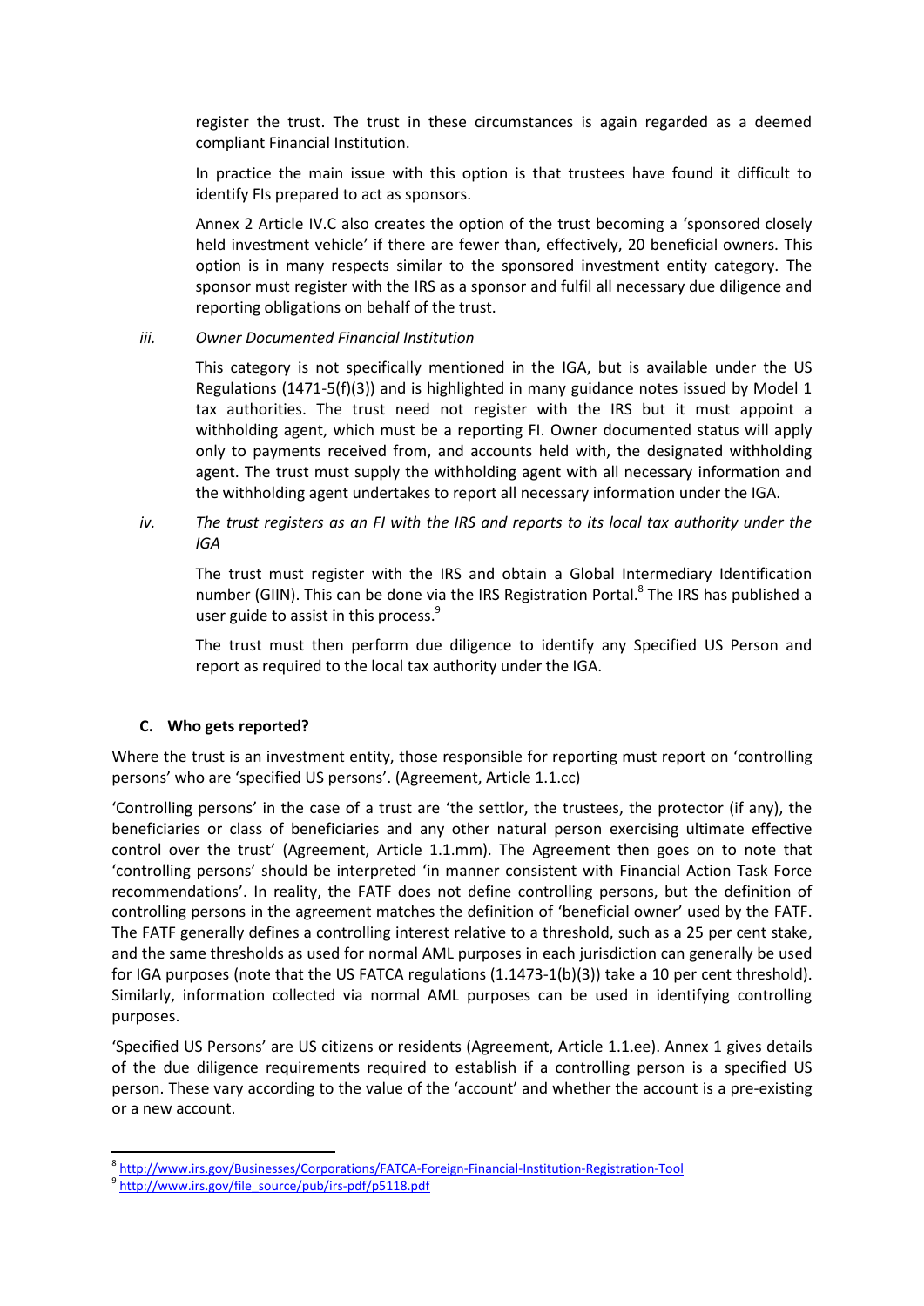register the trust. The trust in these circumstances is again regarded as a deemed compliant Financial Institution.

In practice the main issue with this option is that trustees have found it difficult to identify FIs prepared to act as sponsors.

Annex 2 Article IV.C also creates the option of the trust becoming a 'sponsored closely held investment vehicle' if there are fewer than, effectively, 20 beneficial owners. This option is in many respects similar to the sponsored investment entity category. The sponsor must register with the IRS as a sponsor and fulfil all necessary due diligence and reporting obligations on behalf of the trust.

*iii. Owner Documented Financial Institution*

This category is not specifically mentioned in the IGA, but is available under the US Regulations (1471-5(f)(3)) and is highlighted in many guidance notes issued by Model 1 tax authorities. The trust need not register with the IRS but it must appoint a withholding agent, which must be a reporting FI. Owner documented status will apply only to payments received from, and accounts held with, the designated withholding agent. The trust must supply the withholding agent with all necessary information and the withholding agent undertakes to report all necessary information under the IGA.

*iv. The trust registers as an FI with the IRS and reports to its local tax authority under the IGA*

The trust must register with the IRS and obtain a Global Intermediary Identification number (GIIN). This can be done via the IRS Registration Portal.[8] The IRS has published a user guide to assist in this process.[9]

The trust must then perform due diligence to identify any Specified US Person and report as required to the local tax authority under the IGA.

### C. Who gets reported?

Where the trust is an investment entity, those responsible for reporting must report on 'controlling persons' who are 'specified US persons'. (Agreement, Article 1.1.cc)

'Controlling persons' in the case of a trust are 'the settlor, the trustees, the protector (if any), the beneficiaries or class of beneficiaries and any other natural person exercising ultimate effective control over the trust' (Agreement, Article 1.1.mm). The Agreement then goes on to note that 'controlling persons' should be interpreted 'in manner consistent with Financial Action Task Force recommendations'. In reality, the FATF does not define controlling persons, but the definition of controlling persons in the agreement matches the definition of 'beneficial owner' used by the FATF. The FATF generally defines a controlling interest relative to a threshold, such as a 25 per cent stake, and the same thresholds as used for normal AML purposes in each jurisdiction can generally be used for IGA purposes (note that the US FATCA regulations (1.1473-1(b)(3)) take a 10 per cent threshold). Similarly, information collected via normal AML purposes can be used in identifying controlling purposes.

'Specified US Persons' are US citizens or residents (Agreement, Article 1.1.ee). Annex 1 gives details of the due diligence requirements required to establish if a controlling person is a specified US person. These vary according to the value of the 'account' and whether the account is a pre-existing or a new account.

---

[8] http://www.irs.gov/Businesses/Corporations/FATCA-Foreign-Financial-Institution-Registration-Tool

[9] http://www.irs.gov/file_source/pub/irs-pdf/p5118.pdf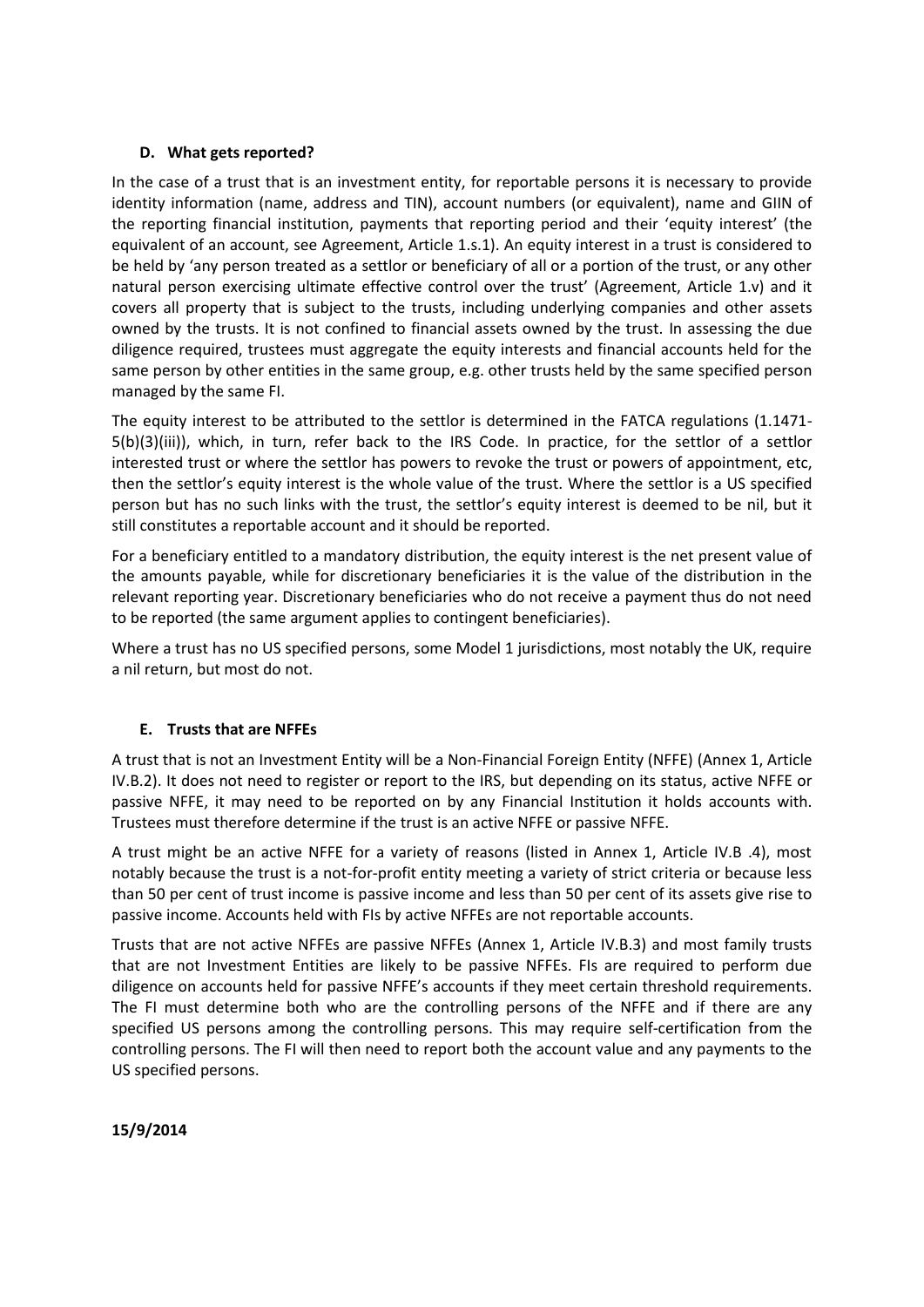### D. What gets reported?

In the case of a trust that is an investment entity, for reportable persons it is necessary to provide identity information (name, address and TIN), account numbers (or equivalent), name and GIIN of the reporting financial institution, payments that reporting period and their 'equity interest' (the equivalent of an account, see Agreement, Article 1.s.1). An equity interest in a trust is considered to be held by 'any person treated as a settlor or beneficiary of all or a portion of the trust, or any other natural person exercising ultimate effective control over the trust' (Agreement, Article 1.v) and it covers all property that is subject to the trusts, including underlying companies and other assets owned by the trusts. It is not confined to financial assets owned by the trust. In assessing the due diligence required, trustees must aggregate the equity interests and financial accounts held for the same person by other entities in the same group, e.g. other trusts held by the same specified person managed by the same FI.

The equity interest to be attributed to the settlor is determined in the FATCA regulations (1.1471-5(b)(3)(iii)), which, in turn, refer back to the IRS Code. In practice, for the settlor of a settlor interested trust or where the settlor has powers to revoke the trust or powers of appointment, etc, then the settlor's equity interest is the whole value of the trust. Where the settlor is a US specified person but has no such links with the trust, the settlor's equity interest is deemed to be nil, but it still constitutes a reportable account and it should be reported.

For a beneficiary entitled to a mandatory distribution, the equity interest is the net present value of the amounts payable, while for discretionary beneficiaries it is the value of the distribution in the relevant reporting year. Discretionary beneficiaries who do not receive a payment thus do not need to be reported (the same argument applies to contingent beneficiaries).

Where a trust has no US specified persons, some Model 1 jurisdictions, most notably the UK, require a nil return, but most do not.

### E. Trusts that are NFFEs

A trust that is not an Investment Entity will be a Non-Financial Foreign Entity (NFFE) (Annex 1, Article IV.B.2). It does not need to register or report to the IRS, but depending on its status, active NFFE or passive NFFE, it may need to be reported on by any Financial Institution it holds accounts with. Trustees must therefore determine if the trust is an active NFFE or passive NFFE.

A trust might be an active NFFE for a variety of reasons (listed in Annex 1, Article IV.B .4), most notably because the trust is a not-for-profit entity meeting a variety of strict criteria or because less than 50 per cent of trust income is passive income and less than 50 per cent of its assets give rise to passive income. Accounts held with FIs by active NFFEs are not reportable accounts.

Trusts that are not active NFFEs are passive NFFEs (Annex 1, Article IV.B.3) and most family trusts that are not Investment Entities are likely to be passive NFFEs. FIs are required to perform due diligence on accounts held for passive NFFE's accounts if they meet certain threshold requirements. The FI must determine both who are the controlling persons of the NFFE and if there are any specified US persons among the controlling persons. This may require self-certification from the controlling persons. The FI will then need to report both the account value and any payments to the US specified persons.

**15/9/2014**